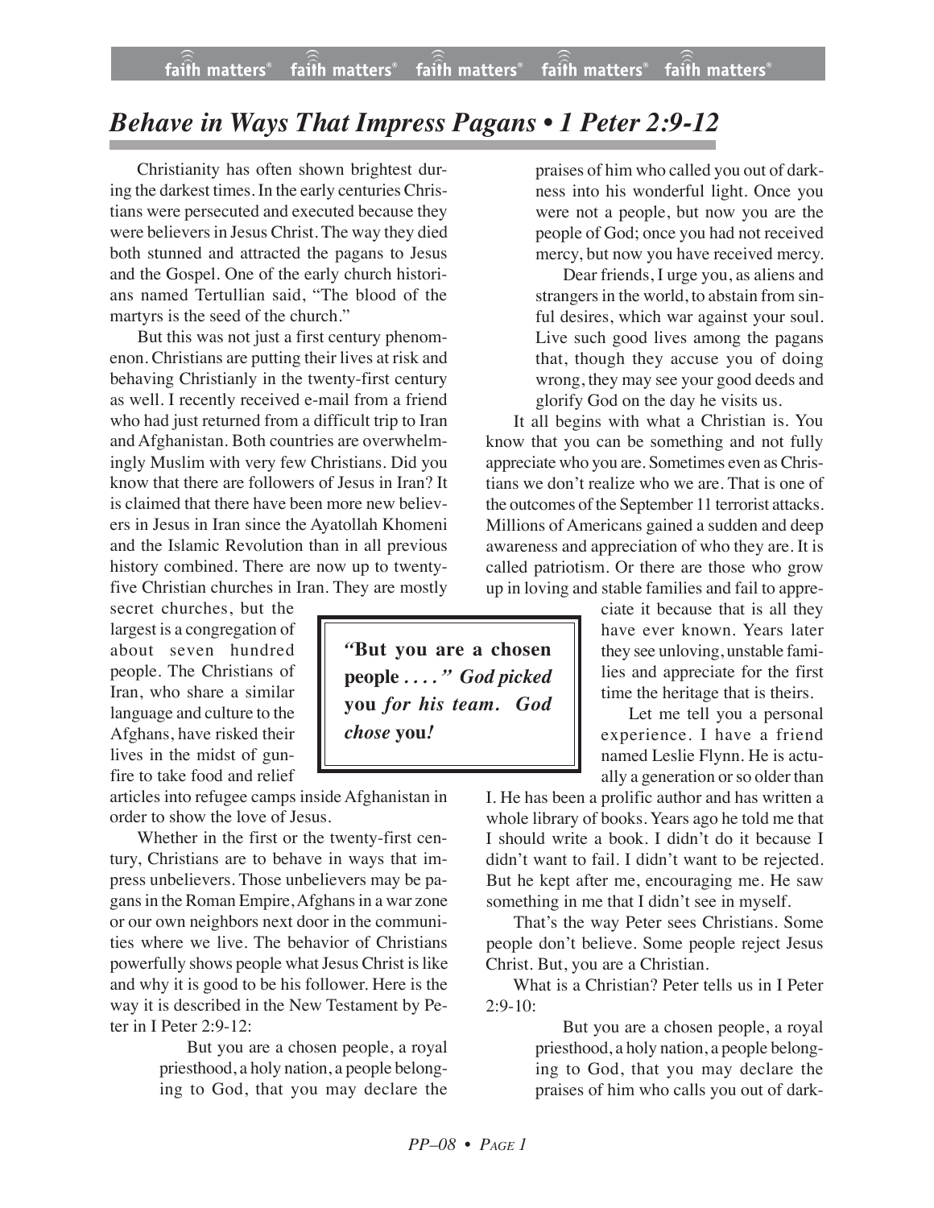# *Behave in Ways That Impress Pagans • 1 Peter 2:9-12*

Christianity has often shown brightest during the darkest times. In the early centuries Christians were persecuted and executed because they were believers in Jesus Christ. The way they died both stunned and attracted the pagans to Jesus and the Gospel. One of the early church historians named Tertullian said, "The blood of the martyrs is the seed of the church."

But this was not just a first century phenomenon. Christians are putting their lives at risk and behaving Christianly in the twenty-first century as well. I recently received e-mail from a friend who had just returned from a difficult trip to Iran and Afghanistan. Both countries are overwhelmingly Muslim with very few Christians. Did you know that there are followers of Jesus in Iran? It is claimed that there have been more new believers in Jesus in Iran since the Ayatollah Khomeni and the Islamic Revolution than in all previous history combined. There are now up to twenty-five Christian churches in Iran. They are mostly secret churches, but the largest is a congregation of about seven hundred people. The Christians of Iran, who share a similar language and culture to the Afghans, have risked their lives in the midst of gunfire to take food and relief articles into refugee camps inside Afghanistan in order to show the love of Jesus.

Whether in the first or the twenty-first century, Christians are to behave in ways that impress unbelievers. Those unbelievers may be pagans in the Roman Empire, Afghans in a war zone or our own neighbors next door in the communities where we live. The behavior of Christians powerfully shows people what Jesus Christ is like and why it is good to be his follower. Here is the way it is described in the New Testament by Peter in I Peter 2:9-12:

> But you are a chosen people, a royal priesthood, a holy nation, a people belonging to God, that you may declare the praises of him who called you out of darkness into his wonderful light. Once you were not a people, but now you are the people of God; once you had not received mercy, but now you have received mercy.
>
> Dear friends, I urge you, as aliens and strangers in the world, to abstain from sinful desires, which war against your soul. Live such good lives among the pagans that, though they accuse you of doing wrong, they may see your good deeds and glorify God on the day he visits us.

It all begins with what a Christian is. You know that you can be something and not fully appreciate who you are. Sometimes even as Christians we don't realize who we are. That is one of the outcomes of the September 11 terrorist attacks. Millions of Americans gained a sudden and deep awareness and appreciation of who they are. It is called patriotism. Or there are those who grow up in loving and stable families and fail to appreciate it because that is all they have ever known. Years later they see unloving, unstable families and appreciate for the first time the heritage that is theirs.

> *"***But you are a chosen people** *. . . ." God picked* **you** *for his team. God chose* **you***!*

Let me tell you a personal experience. I have a friend named Leslie Flynn. He is actually a generation or so older than I. He has been a prolific author and has written a whole library of books. Years ago he told me that I should write a book. I didn't do it because I didn't want to fail. I didn't want to be rejected. But he kept after me, encouraging me. He saw something in me that I didn't see in myself.

That's the way Peter sees Christians. Some people don't believe. Some people reject Jesus Christ. But, you are a Christian.

What is a Christian? Peter tells us in I Peter 2:9-10:

> But you are a chosen people, a royal priesthood, a holy nation, a people belonging to God, that you may declare the praises of him who calls you out of dark-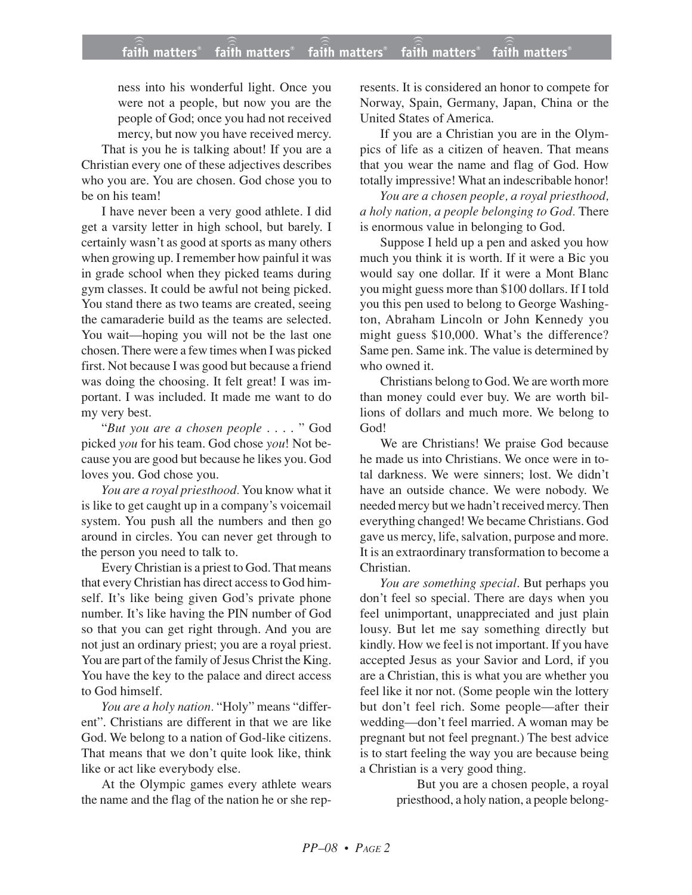> ness into his wonderful light. Once you were not a people, but now you are the people of God; once you had not received mercy, but now you have received mercy.

That is you he is talking about! If you are a Christian every one of these adjectives describes who you are. You are chosen. God chose you to be on his team!

I have never been a very good athlete. I did get a varsity letter in high school, but barely. I certainly wasn't as good at sports as many others when growing up. I remember how painful it was in grade school when they picked teams during gym classes. It could be awful not being picked. You stand there as two teams are created, seeing the camaraderie build as the teams are selected. You wait—hoping you will not be the last one chosen. There were a few times when I was picked first. Not because I was good but because a friend was doing the choosing. It felt great! I was important. I was included. It made me want to do my very best.

"*But you are a chosen people . . . .* " God picked *you* for his team. God chose *you*! Not because you are good but because he likes you. God loves you. God chose you.

*You are a royal priesthood.* You know what it is like to get caught up in a company's voicemail system. You push all the numbers and then go around in circles. You can never get through to the person you need to talk to.

Every Christian is a priest to God. That means that every Christian has direct access to God himself. It's like being given God's private phone number. It's like having the PIN number of God so that you can get right through. And you are not just an ordinary priest; you are a royal priest. You are part of the family of Jesus Christ the King. You have the key to the palace and direct access to God himself.

*You are a holy nation.* "Holy" means "different". Christians are different in that we are like God. We belong to a nation of God-like citizens. That means that we don't quite look like, think like or act like everybody else.

At the Olympic games every athlete wears the name and the flag of the nation he or she represents. It is considered an honor to compete for Norway, Spain, Germany, Japan, China or the United States of America.

If you are a Christian you are in the Olympics of life as a citizen of heaven. That means that you wear the name and flag of God. How totally impressive! What an indescribable honor!

*You are a chosen people, a royal priesthood, a holy nation, a people belonging to God.* There is enormous value in belonging to God.

Suppose I held up a pen and asked you how much you think it is worth. If it were a Bic you would say one dollar. If it were a Mont Blanc you might guess more than $100 dollars. If I told you this pen used to belong to George Washington, Abraham Lincoln or John Kennedy you might guess $10,000. What's the difference? Same pen. Same ink. The value is determined by who owned it.

Christians belong to God. We are worth more than money could ever buy. We are worth billions of dollars and much more. We belong to God!

We are Christians! We praise God because he made us into Christians. We once were in total darkness. We were sinners; lost. We didn't have an outside chance. We were nobody. We needed mercy but we hadn't received mercy. Then everything changed! We became Christians. God gave us mercy, life, salvation, purpose and more. It is an extraordinary transformation to become a Christian.

*You are something special*. But perhaps you don't feel so special. There are days when you feel unimportant, unappreciated and just plain lousy. But let me say something directly but kindly. How we feel is not important. If you have accepted Jesus as your Savior and Lord, if you are a Christian, this is what you are whether you feel like it nor not. (Some people win the lottery but don't feel rich. Some people—after their wedding—don't feel married. A woman may be pregnant but not feel pregnant.) The best advice is to start feeling the way you are because being a Christian is a very good thing.

> But you are a chosen people, a royal priesthood, a holy nation, a people belong-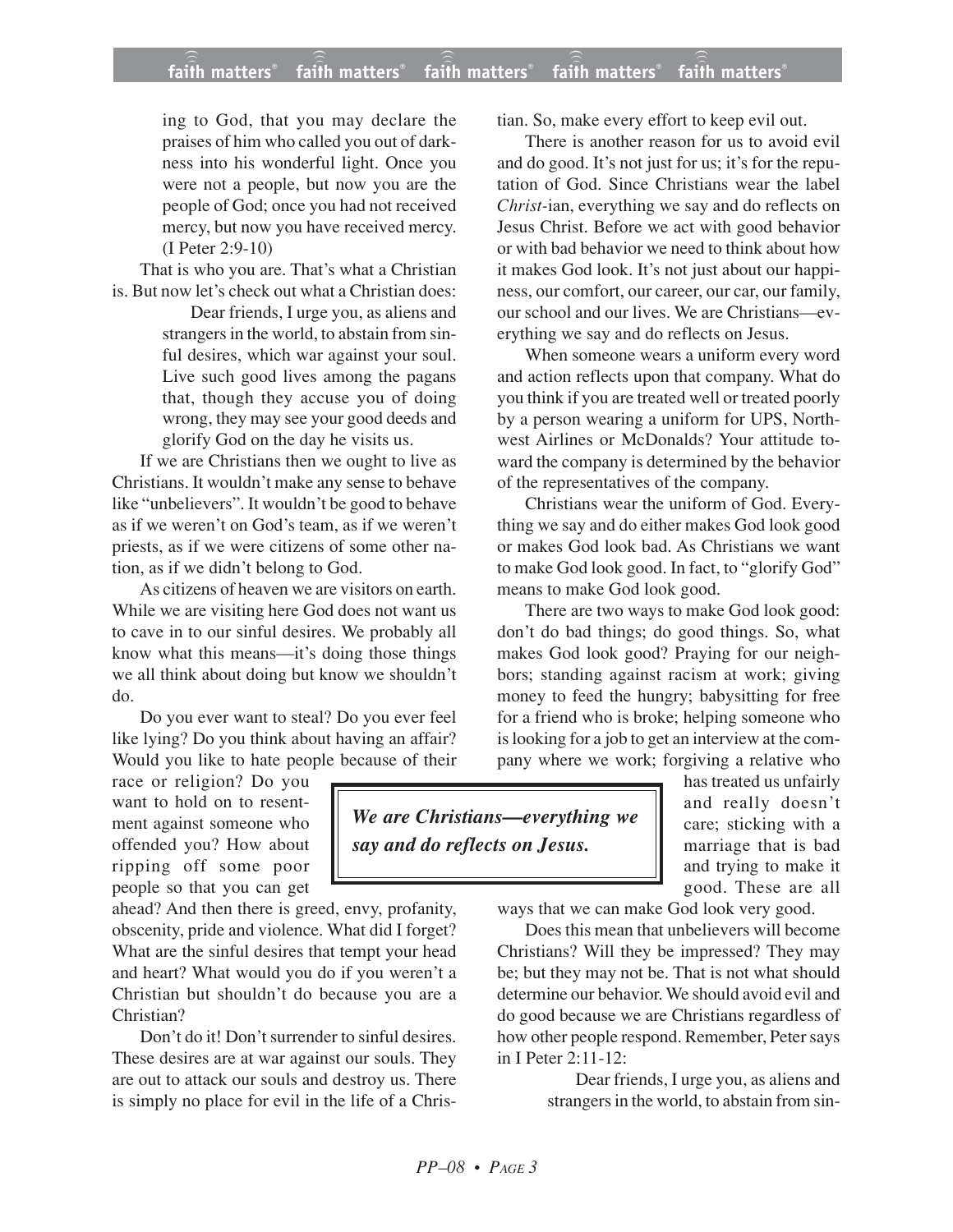ing to God, that you may declare the praises of him who called you out of darkness into his wonderful light. Once you were not a people, but now you are the people of God; once you had not received mercy, but now you have received mercy. (I Peter 2:9-10)

That is who you are. That's what a Christian is. But now let's check out what a Christian does:

> Dear friends, I urge you, as aliens and strangers in the world, to abstain from sinful desires, which war against your soul. Live such good lives among the pagans that, though they accuse you of doing wrong, they may see your good deeds and glorify God on the day he visits us.

If we are Christians then we ought to live as Christians. It wouldn't make any sense to behave like "unbelievers". It wouldn't be good to behave as if we weren't on God's team, as if we weren't priests, as if we were citizens of some other nation, as if we didn't belong to God.

As citizens of heaven we are visitors on earth. While we are visiting here God does not want us to cave in to our sinful desires. We probably all know what this means—it's doing those things we all think about doing but know we shouldn't do.

Do you ever want to steal? Do you ever feel like lying? Do you think about having an affair? Would you like to hate people because of their race or religion? Do you want to hold on to resentment against someone who offended you? How about ripping off some poor people so that you can get ahead? And then there is greed, envy, profanity, obscenity, pride and violence. What did I forget? What are the sinful desires that tempt your head and heart? What would you do if you weren't a Christian but shouldn't do because you are a Christian?

Don't do it! Don't surrender to sinful desires. These desires are at war against our souls. They are out to attack our souls and destroy us. There is simply no place for evil in the life of a Christian. So, make every effort to keep evil out.

There is another reason for us to avoid evil and do good. It's not just for us; it's for the reputation of God. Since Christians wear the label *Christ*-ian, everything we say and do reflects on Jesus Christ. Before we act with good behavior or with bad behavior we need to think about how it makes God look. It's not just about our happiness, our comfort, our career, our car, our family, our school and our lives. We are Christians—everything we say and do reflects on Jesus.

When someone wears a uniform every word and action reflects upon that company. What do you think if you are treated well or treated poorly by a person wearing a uniform for UPS, Northwest Airlines or McDonalds? Your attitude toward the company is determined by the behavior of the representatives of the company.

Christians wear the uniform of God. Everything we say and do either makes God look good or makes God look bad. As Christians we want to make God look good. In fact, to "glorify God" means to make God look good.

There are two ways to make God look good: don't do bad things; do good things. So, what makes God look good? Praying for our neighbors; standing against racism at work; giving money to feed the hungry; babysitting for free for a friend who is broke; helping someone who is looking for a job to get an interview at the company where we work; forgiving a relative who has treated us unfairly and really doesn't care; sticking with a marriage that is bad and trying to make it good. These are all ways that we can make God look very good.

> ***We are Christians—everything we say and do reflects on Jesus.***

Does this mean that unbelievers will become Christians? Will they be impressed? They may be; but they may not be. That is not what should determine our behavior. We should avoid evil and do good because we are Christians regardless of how other people respond. Remember, Peter says in I Peter 2:11-12:

> Dear friends, I urge you, as aliens and strangers in the world, to abstain from sin-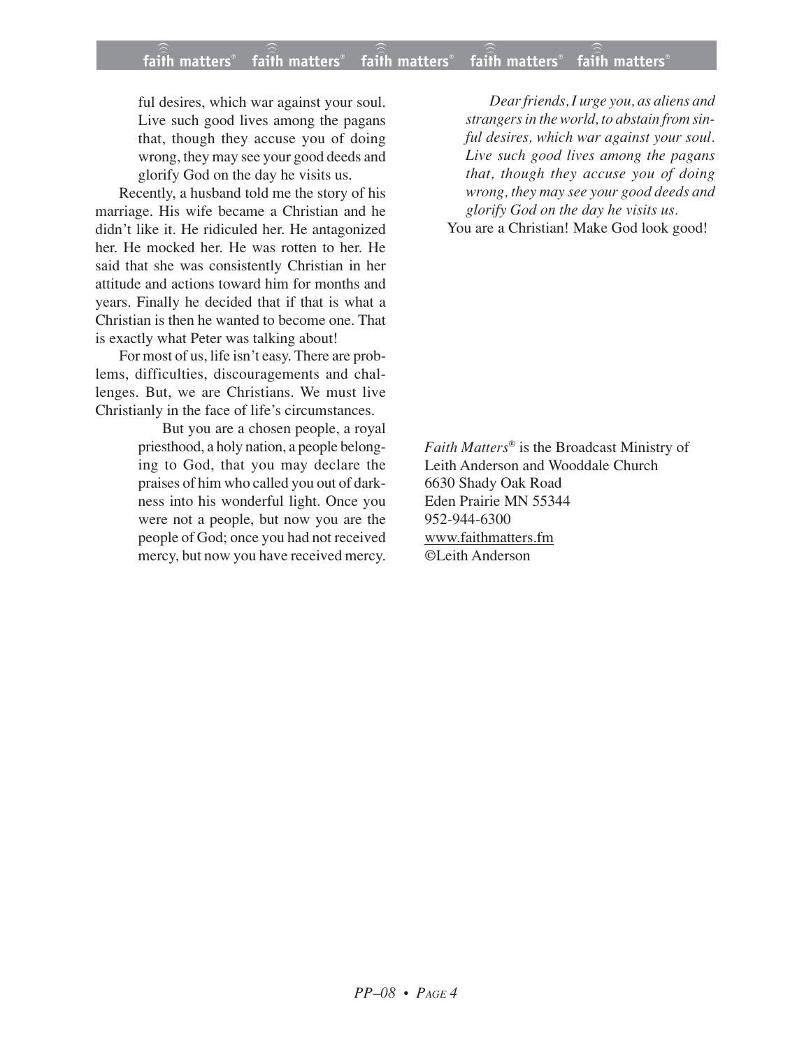> ful desires, which war against your soul. Live such good lives among the pagans that, though they accuse you of doing wrong, they may see your good deeds and glorify God on the day he visits us.

Recently, a husband told me the story of his marriage. His wife became a Christian and he didn't like it. He ridiculed her. He antagonized her. He mocked her. He was rotten to her. He said that she was consistently Christian in her attitude and actions toward him for months and years. Finally he decided that if that is what a Christian is then he wanted to become one. That is exactly what Peter was talking about!

For most of us, life isn't easy. There are problems, difficulties, discouragements and challenges. But, we are Christians. We must live Christianly in the face of life's circumstances.

> But you are a chosen people, a royal priesthood, a holy nation, a people belonging to God, that you may declare the praises of him who called you out of darkness into his wonderful light. Once you were not a people, but now you are the people of God; once you had not received mercy, but now you have received mercy.

> *Dear friends, I urge you, as aliens and strangers in the world, to abstain from sinful desires, which war against your soul. Live such good lives among the pagans that, though they accuse you of doing wrong, they may see your good deeds and glorify God on the day he visits us.*

You are a Christian! Make God look good!

*Faith Matters*® is the Broadcast Ministry of
Leith Anderson and Wooddale Church
6630 Shady Oak Road
Eden Prairie MN 55344
952-944-6300
www.faithmatters.fm
©Leith Anderson